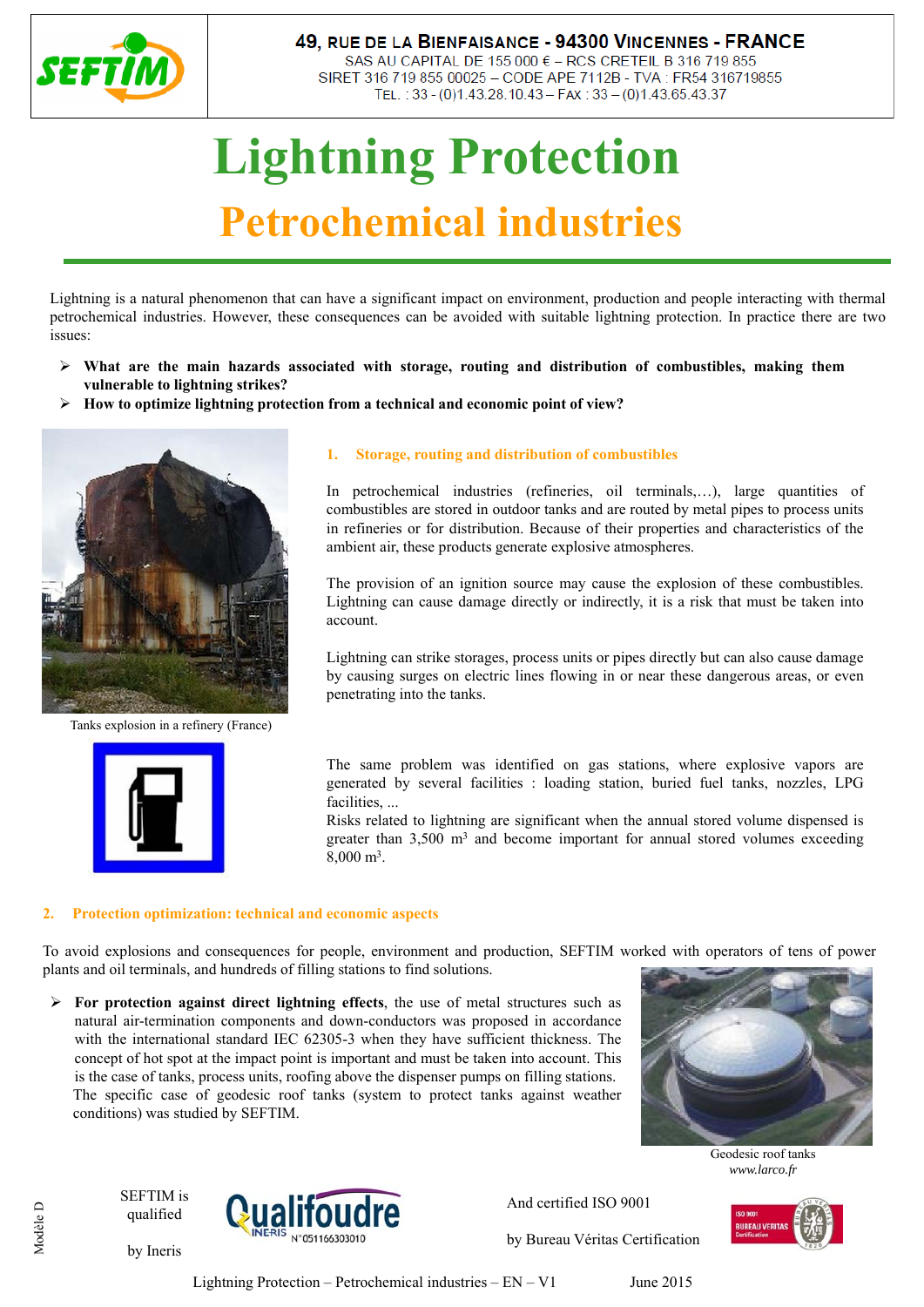**49, RUE DE LA BIENFAISANCE - 94300 VINCENNES - FRANCE**
SAS AU CAPITAL DE 155 000 € – RCS CRETEIL B 316 719 855
SIRET 316 719 855 00025 – CODE APE 7112B - TVA : FR54 316719855
TEL. : 33 - (0)1.43.28.10.43 – FAX : 33 – (0)1.43.65.43.37

# Lightning Protection

## Petrochemical industries

Lightning is a natural phenomenon that can have a significant impact on environment, production and people interacting with thermal petrochemical industries. However, these consequences can be avoided with suitable lightning protection. In practice there are two issues:

- **What are the main hazards associated with storage, routing and distribution of combustibles, making them vulnerable to lightning strikes?**
- **How to optimize lightning protection from a technical and economic point of view?**

Tanks explosion in a refinery (France)

### 1. Storage, routing and distribution of combustibles

In petrochemical industries (refineries, oil terminals,…), large quantities of combustibles are stored in outdoor tanks and are routed by metal pipes to process units in refineries or for distribution. Because of their properties and characteristics of the ambient air, these products generate explosive atmospheres.

The provision of an ignition source may cause the explosion of these combustibles. Lightning can cause damage directly or indirectly, it is a risk that must be taken into account.

Lightning can strike storages, process units or pipes directly but can also cause damage by causing surges on electric lines flowing in or near these dangerous areas, or even penetrating into the tanks.

The same problem was identified on gas stations, where explosive vapors are generated by several facilities : loading station, buried fuel tanks, nozzles, LPG facilities, ...
Risks related to lightning are significant when the annual stored volume dispensed is greater than 3,500 m³ and become important for annual stored volumes exceeding 8,000 m³.

### 2. Protection optimization: technical and economic aspects

To avoid explosions and consequences for people, environment and production, SEFTIM worked with operators of tens of power plants and oil terminals, and hundreds of filling stations to find solutions.

- **For protection against direct lightning effects**, the use of metal structures such as natural air-termination components and down-conductors was proposed in accordance with the international standard IEC 62305-3 when they have sufficient thickness. The concept of hot spot at the impact point is important and must be taken into account. This is the case of tanks, process units, roofing above the dispenser pumps on filling stations. The specific case of geodesic roof tanks (system to protect tanks against weather conditions) was studied by SEFTIM.

Geodesic roof tanks
*www.larco.fr*

SEFTIM is qualified by Ineris — Qualifoudre INERIS N°051166303010

And certified ISO 9001 by Bureau Véritas Certification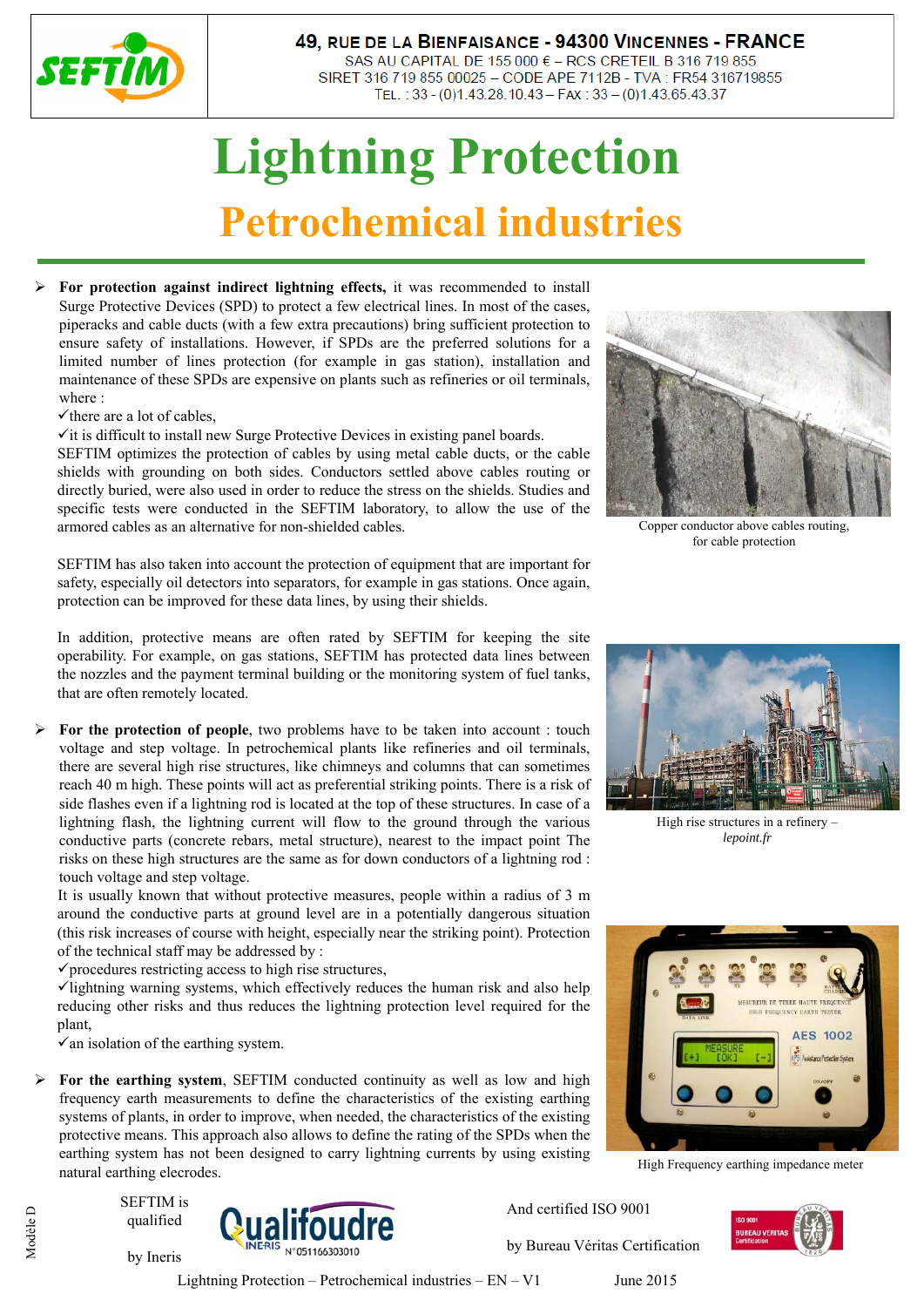SEFTIM

**49, RUE DE LA BIENFAISANCE - 94300 VINCENNES - FRANCE**
SAS AU CAPITAL DE 155 000 € – RCS CRETEIL B 316 719 855
SIRET 316 719 855 00025 – CODE APE 7112B - TVA : FR54 316719855
TEL. : 33 - (0)1.43.28.10.43 – FAX : 33 – (0)1.43.65.43.37

# Lightning Protection

## Petrochemical industries

- **For protection against indirect lightning effects,** it was recommended to install Surge Protective Devices (SPD) to protect a few electrical lines. In most of the cases, piperacks and cable ducts (with a few extra precautions) bring sufficient protection to ensure safety of installations. However, if SPDs are the preferred solutions for a limited number of lines protection (for example in gas station), installation and maintenance of these SPDs are expensive on plants such as refineries or oil terminals, where :

  ✓there are a lot of cables,

  ✓it is difficult to install new Surge Protective Devices in existing panel boards.

  SEFTIM optimizes the protection of cables by using metal cable ducts, or the cable shields with grounding on both sides. Conductors settled above cables routing or directly buried, were also used in order to reduce the stress on the shields. Studies and specific tests were conducted in the SEFTIM laboratory, to allow the use of the armored cables as an alternative for non-shielded cables.

  SEFTIM has also taken into account the protection of equipment that are important for safety, especially oil detectors into separators, for example in gas stations. Once again, protection can be improved for these data lines, by using their shields.

  In addition, protective means are often rated by SEFTIM for keeping the site operability. For example, on gas stations, SEFTIM has protected data lines between the nozzles and the payment terminal building or the monitoring system of fuel tanks, that are often remotely located.

Copper conductor above cables routing, for cable protection

- **For the protection of people**, two problems have to be taken into account : touch voltage and step voltage. In petrochemical plants like refineries and oil terminals, there are several high rise structures, like chimneys and columns that can sometimes reach 40 m high. These points will act as preferential striking points. There is a risk of side flashes even if a lightning rod is located at the top of these structures. In case of a lightning flash, the lightning current will flow to the ground through the various conductive parts (concrete rebars, metal structure), nearest to the impact point The risks on these high structures are the same as for down conductors of a lightning rod : touch voltage and step voltage.

  It is usually known that without protective measures, people within a radius of 3 m around the conductive parts at ground level are in a potentially dangerous situation (this risk increases of course with height, especially near the striking point). Protection of the technical staff may be addressed by :

  ✓procedures restricting access to high rise structures,

  ✓lightning warning systems, which effectively reduces the human risk and also help reducing other risks and thus reduces the lightning protection level required for the plant,

  ✓an isolation of the earthing system.

High rise structures in a refinery – *lepoint.fr*

- **For the earthing system**, SEFTIM conducted continuity as well as low and high frequency earth measurements to define the characteristics of the existing earthing systems of plants, in order to improve, when needed, the characteristics of the existing protective means. This approach also allows to define the rating of the SPDs when the earthing system has not been designed to carry lightning currents by using existing natural earthing elecrodes.

High Frequency earthing impedance meter

SEFTIM is qualified by Ineris — Qualifoudre INERIS N°051166303010

And certified ISO 9001 by Bureau Véritas Certification

Modèle D

Lightning Protection – Petrochemical industries – EN – V1 June 2015